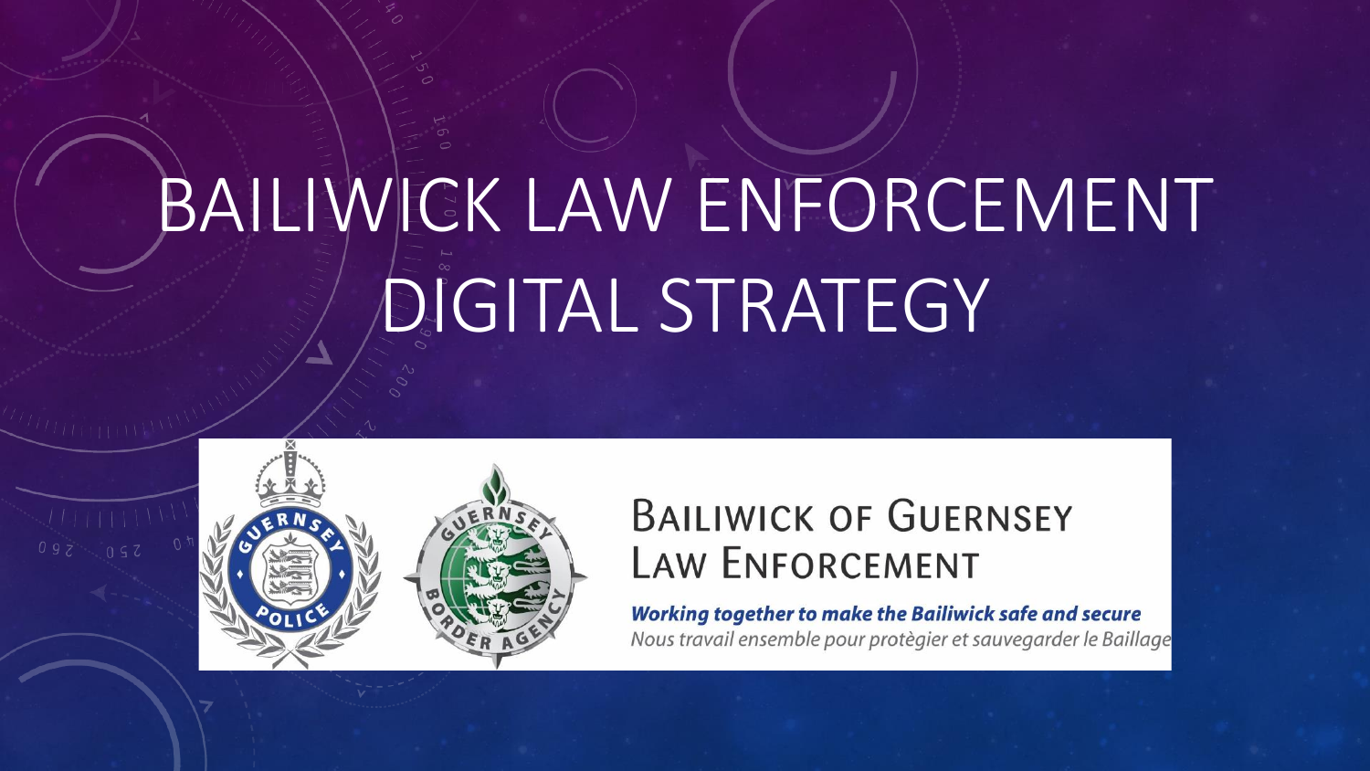# BAILIWICK LAW ENFORCEMENT DIGITAL STRATEGY

BAILIWICK OF GUERNSEY LAW ENFORCEMENT

***Working together to make the Bailiwick safe and secure***

*Nous travail ensemble pour protègier et sauvegarder le Baillage*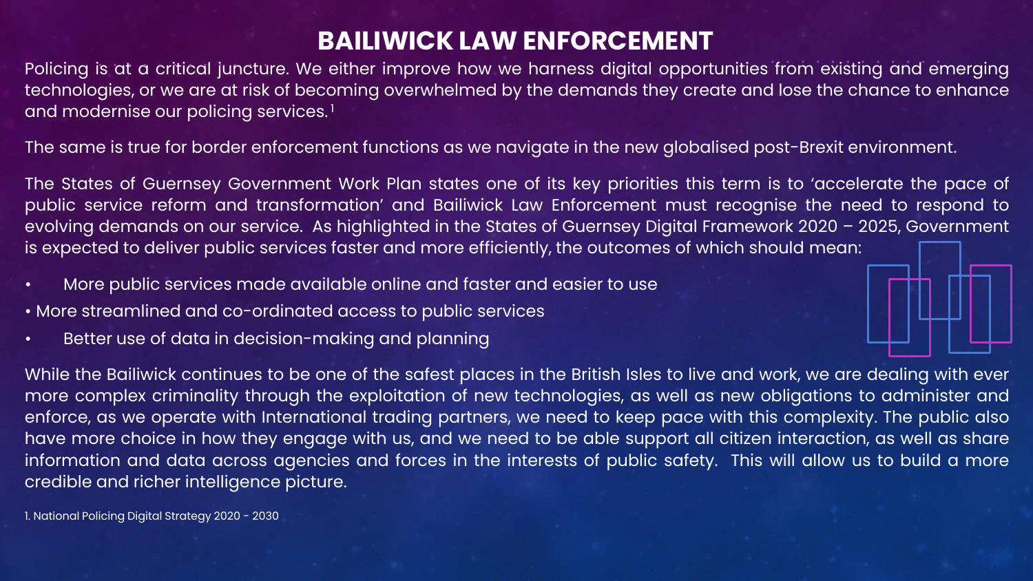# BAILIWICK LAW ENFORCEMENT

Policing is at a critical juncture. We either improve how we harness digital opportunities from existing and emerging technologies, or we are at risk of becoming overwhelmed by the demands they create and lose the chance to enhance and modernise our policing services.[1]

The same is true for border enforcement functions as we navigate in the new globalised post-Brexit environment.

The States of Guernsey Government Work Plan states one of its key priorities this term is to 'accelerate the pace of public service reform and transformation' and Bailiwick Law Enforcement must recognise the need to respond to evolving demands on our service. As highlighted in the States of Guernsey Digital Framework 2020 – 2025, Government is expected to deliver public services faster and more efficiently, the outcomes of which should mean:

- More public services made available online and faster and easier to use
- More streamlined and co-ordinated access to public services
- Better use of data in decision-making and planning

While the Bailiwick continues to be one of the safest places in the British Isles to live and work, we are dealing with ever more complex criminality through the exploitation of new technologies, as well as new obligations to administer and enforce, as we operate with International trading partners, we need to keep pace with this complexity. The public also have more choice in how they engage with us, and we need to be able support all citizen interaction, as well as share information and data across agencies and forces in the interests of public safety. This will allow us to build a more credible and richer intelligence picture.

1. National Policing Digital Strategy 2020 - 2030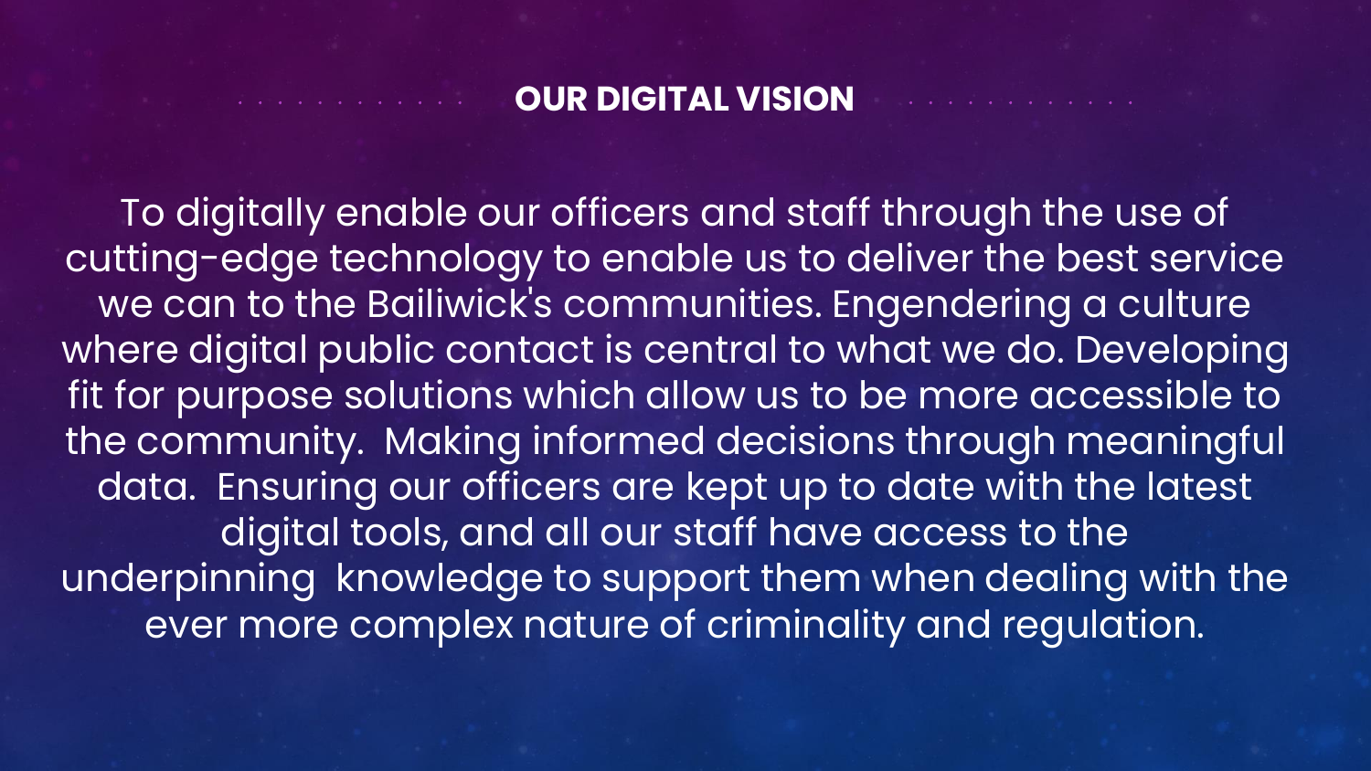## OUR DIGITAL VISION

To digitally enable our officers and staff through the use of cutting-edge technology to enable us to deliver the best service we can to the Bailiwick's communities. Engendering a culture where digital public contact is central to what we do. Developing fit for purpose solutions which allow us to be more accessible to the community. Making informed decisions through meaningful data. Ensuring our officers are kept up to date with the latest digital tools, and all our staff have access to the underpinning knowledge to support them when dealing with the ever more complex nature of criminality and regulation.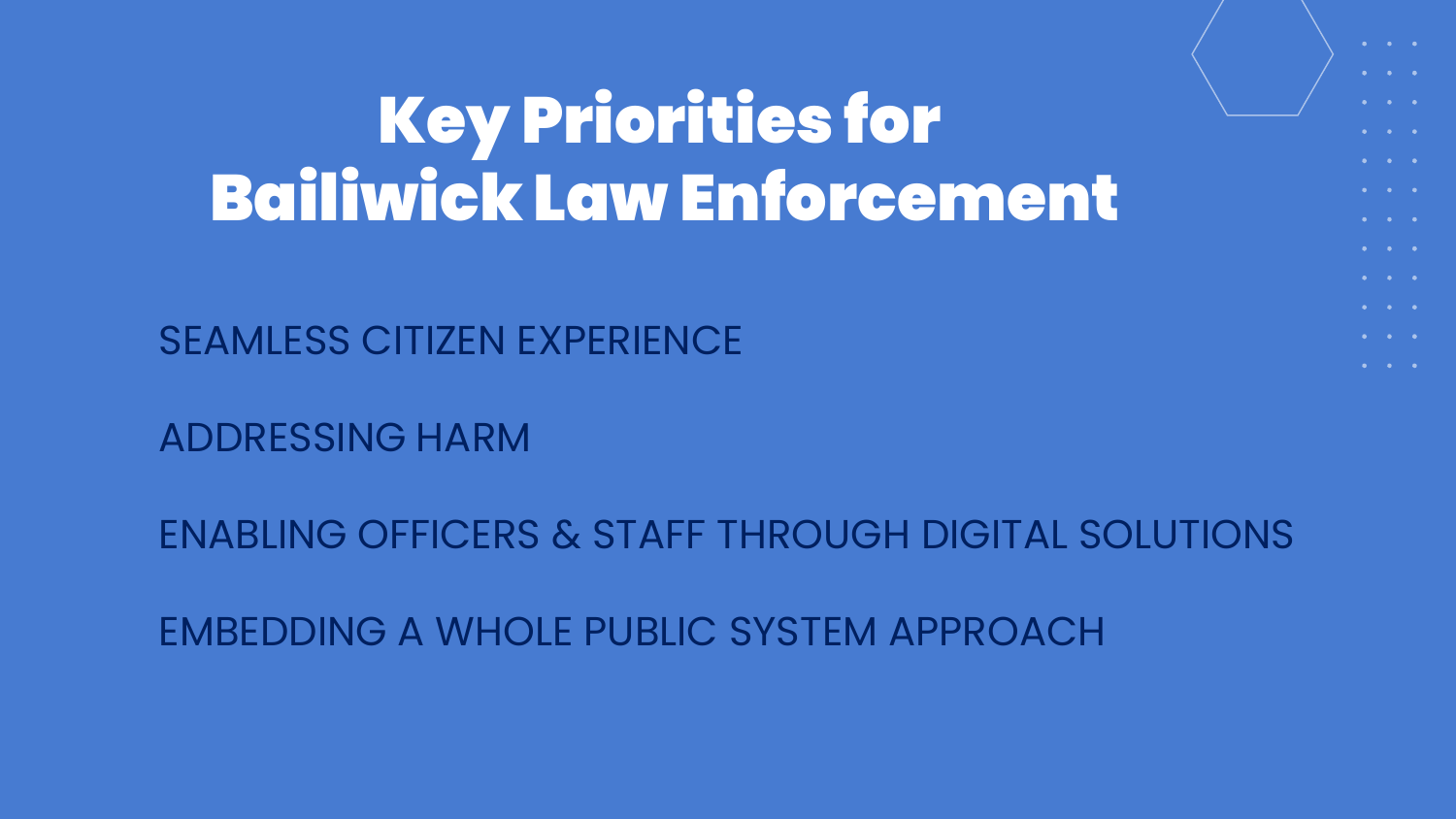# Key Priorities for Bailiwick Law Enforcement

SEAMLESS CITIZEN EXPERIENCE

ADDRESSING HARM

ENABLING OFFICERS & STAFF THROUGH DIGITAL SOLUTIONS

EMBEDDING A WHOLE PUBLIC SYSTEM APPROACH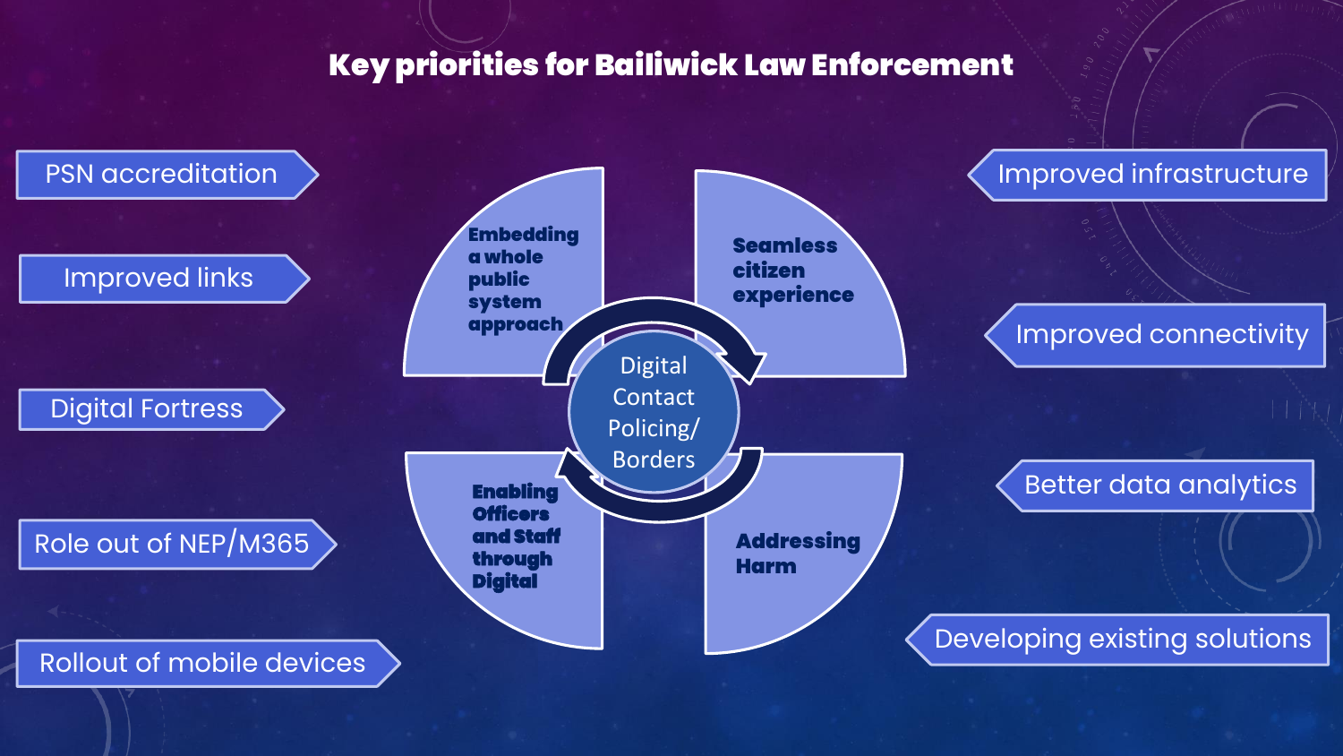# Key priorities for Bailiwick Law Enforcement

- PSN accreditation
- Improved links
- Digital Fortress
- Role out of NEP/M365
- Rollout of mobile devices

**Embedding a whole public system approach**

**Seamless citizen experience**

Digital Contact Policing/ Borders

**Enabling Officers and Staff through Digital**

**Addressing Harm**

- Improved infrastructure
- Improved connectivity
- Better data analytics
- Developing existing solutions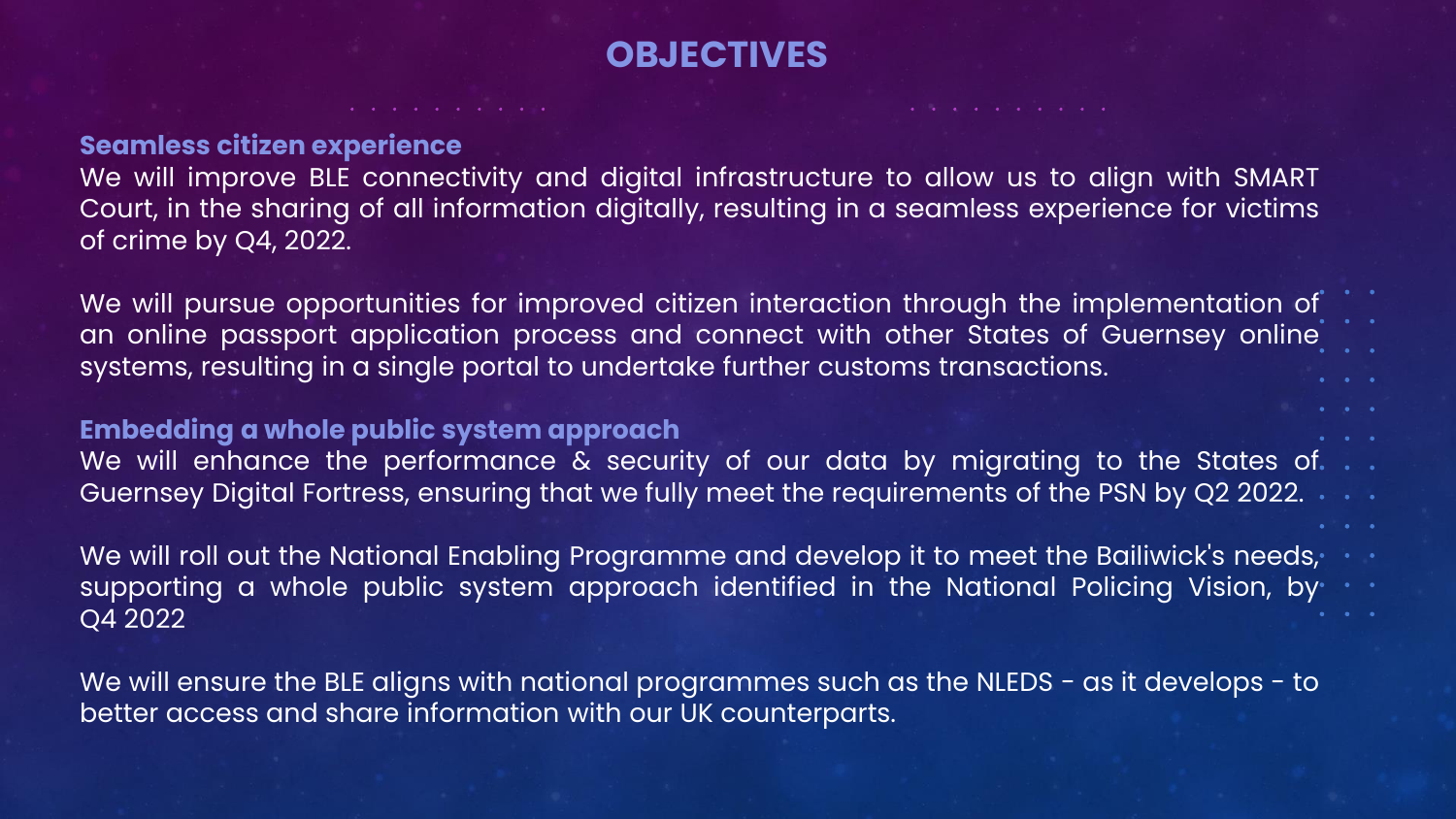# OBJECTIVES

### Seamless citizen experience

We will improve BLE connectivity and digital infrastructure to allow us to align with SMART Court, in the sharing of all information digitally, resulting in a seamless experience for victims of crime by Q4, 2022.

We will pursue opportunities for improved citizen interaction through the implementation of an online passport application process and connect with other States of Guernsey online systems, resulting in a single portal to undertake further customs transactions.

### Embedding a whole public system approach

We will enhance the performance & security of our data by migrating to the States of Guernsey Digital Fortress, ensuring that we fully meet the requirements of the PSN by Q2 2022.

We will roll out the National Enabling Programme and develop it to meet the Bailiwick's needs, supporting a whole public system approach identified in the National Policing Vision, by Q4 2022

We will ensure the BLE aligns with national programmes such as the NLEDS - as it develops - to better access and share information with our UK counterparts.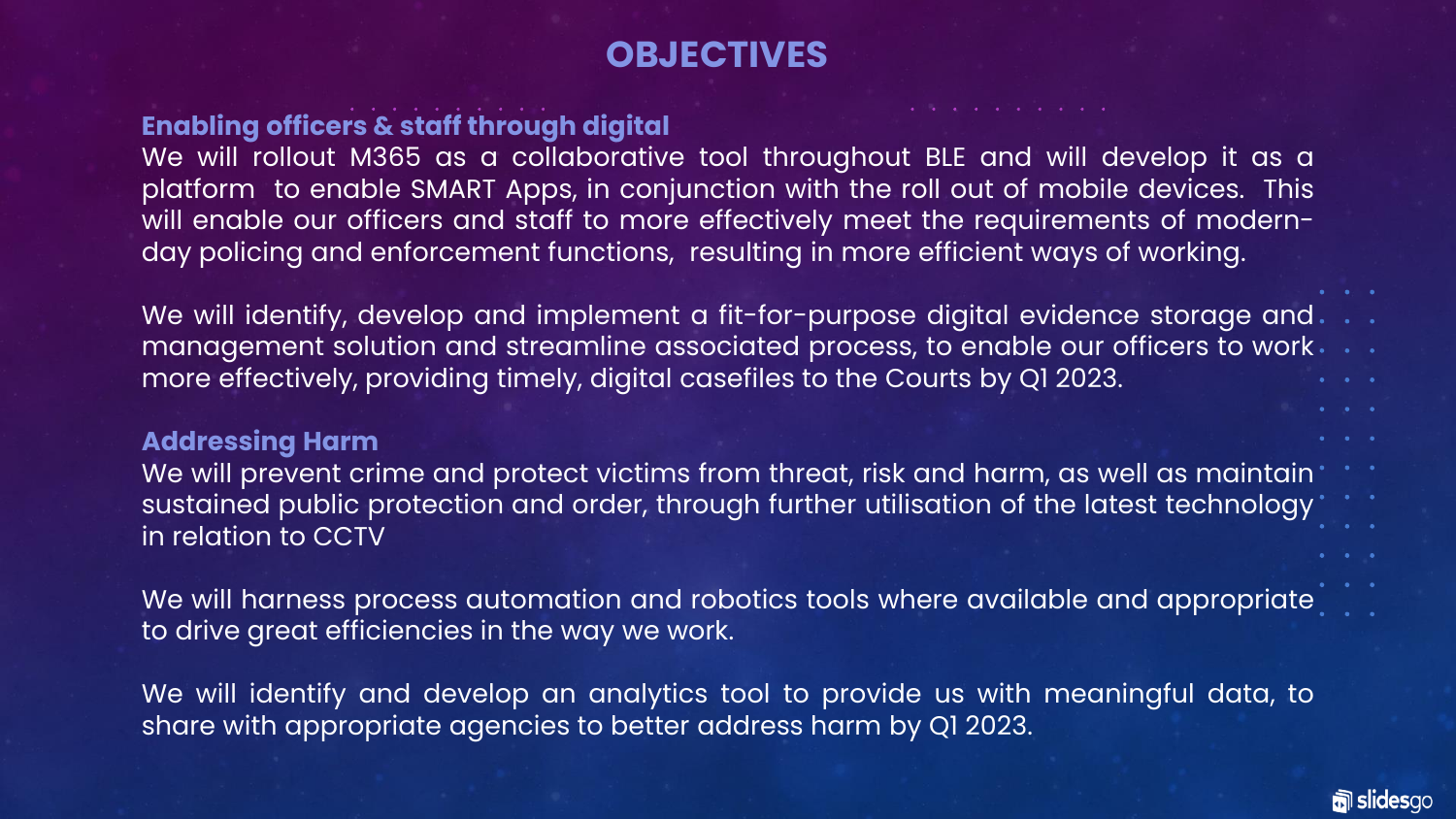# OBJECTIVES

## Enabling officers & staff through digital

We will rollout M365 as a collaborative tool throughout BLE and will develop it as a platform to enable SMART Apps, in conjunction with the roll out of mobile devices. This will enable our officers and staff to more effectively meet the requirements of modern-day policing and enforcement functions, resulting in more efficient ways of working.

We will identify, develop and implement a fit-for-purpose digital evidence storage and management solution and streamline associated process, to enable our officers to work more effectively, providing timely, digital casefiles to the Courts by Q1 2023.

## Addressing Harm

We will prevent crime and protect victims from threat, risk and harm, as well as maintain sustained public protection and order, through further utilisation of the latest technology in relation to CCTV

We will harness process automation and robotics tools where available and appropriate to drive great efficiencies in the way we work.

We will identify and develop an analytics tool to provide us with meaningful data, to share with appropriate agencies to better address harm by Q1 2023.